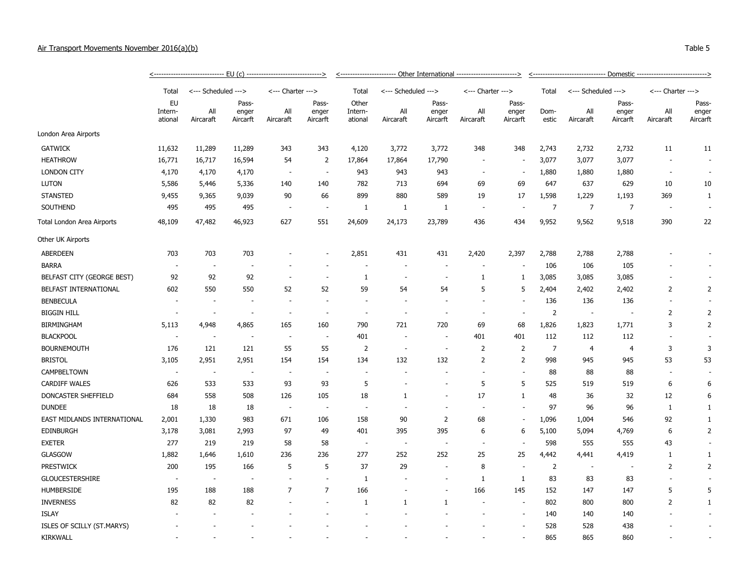Air Transport Movements November 2016(a)(b)

Table 5

| | EU (c) | | | | | Other International | | | | | Domestic | | | | |
|---|---|---|---|---|---|---|---|---|---|---|---|---|---|---|---|
| | Total | Scheduled | | Charter | | Total | Scheduled | | Charter | | Total | Scheduled | | Charter | |
| | EU International | All Aircraft | Passenger Aircraft | All Aircraft | Passenger Aircraft | Other International | All Aircraft | Passenger Aircraft | All Aircraft | Passenger Aircraft | Domestic | All Aircraft | Passenger Aircraft | All Aircraft | Passenger Aircraft |
| London Area Airports | | | | | | | | | | | | | | | |
| GATWICK | 11,632 | 11,289 | 11,289 | 343 | 343 | 4,120 | 3,772 | 3,772 | 348 | 348 | 2,743 | 2,732 | 2,732 | 11 | 11 |
| HEATHROW | 16,771 | 16,717 | 16,594 | 54 | 2 | 17,864 | 17,864 | 17,790 | - | - | 3,077 | 3,077 | 3,077 | - | - |
| LONDON CITY | 4,170 | 4,170 | 4,170 | - | - | 943 | 943 | 943 | - | - | 1,880 | 1,880 | 1,880 | - | - |
| LUTON | 5,586 | 5,446 | 5,336 | 140 | 140 | 782 | 713 | 694 | 69 | 69 | 647 | 637 | 629 | 10 | 10 |
| STANSTED | 9,455 | 9,365 | 9,039 | 90 | 66 | 899 | 880 | 589 | 19 | 17 | 1,598 | 1,229 | 1,193 | 369 | 1 |
| SOUTHEND | 495 | 495 | 495 | - | - | 1 | 1 | 1 | - | - | 7 | 7 | 7 | - | - |
| Total London Area Airports | 48,109 | 47,482 | 46,923 | 627 | 551 | 24,609 | 24,173 | 23,789 | 436 | 434 | 9,952 | 9,562 | 9,518 | 390 | 22 |
| Other UK Airports | | | | | | | | | | | | | | | |
| ABERDEEN | 703 | 703 | 703 | - | - | 2,851 | 431 | 431 | 2,420 | 2,397 | 2,788 | 2,788 | 2,788 | - | - |
| BARRA | - | - | - | - | - | - | - | - | - | - | 106 | 106 | 105 | - | - |
| BELFAST CITY (GEORGE BEST) | 92 | 92 | 92 | - | - | 1 | - | - | 1 | 1 | 3,085 | 3,085 | 3,085 | - | - |
| BELFAST INTERNATIONAL | 602 | 550 | 550 | 52 | 52 | 59 | 54 | 54 | 5 | 5 | 2,404 | 2,402 | 2,402 | 2 | 2 |
| BENBECULA | - | - | - | - | - | - | - | - | - | - | 136 | 136 | 136 | - | - |
| BIGGIN HILL | - | - | - | - | - | - | - | - | - | - | 2 | - | - | 2 | 2 |
| BIRMINGHAM | 5,113 | 4,948 | 4,865 | 165 | 160 | 790 | 721 | 720 | 69 | 68 | 1,826 | 1,823 | 1,771 | 3 | 2 |
| BLACKPOOL | - | - | - | - | - | 401 | - | - | 401 | 401 | 112 | 112 | 112 | - | - |
| BOURNEMOUTH | 176 | 121 | 121 | 55 | 55 | 2 | - | - | 2 | 2 | 7 | 4 | 4 | 3 | 3 |
| BRISTOL | 3,105 | 2,951 | 2,951 | 154 | 154 | 134 | 132 | 132 | 2 | 2 | 998 | 945 | 945 | 53 | 53 |
| CAMPBELTOWN | - | - | - | - | - | - | - | - | - | - | 88 | 88 | 88 | - | - |
| CARDIFF WALES | 626 | 533 | 533 | 93 | 93 | 5 | - | - | 5 | 5 | 525 | 519 | 519 | 6 | 6 |
| DONCASTER SHEFFIELD | 684 | 558 | 508 | 126 | 105 | 18 | 1 | - | 17 | 1 | 48 | 36 | 32 | 12 | 6 |
| DUNDEE | 18 | 18 | 18 | - | - | - | - | - | - | - | 97 | 96 | 96 | 1 | 1 |
| EAST MIDLANDS INTERNATIONAL | 2,001 | 1,330 | 983 | 671 | 106 | 158 | 90 | 2 | 68 | - | 1,096 | 1,004 | 546 | 92 | 1 |
| EDINBURGH | 3,178 | 3,081 | 2,993 | 97 | 49 | 401 | 395 | 395 | 6 | 6 | 5,100 | 5,094 | 4,769 | 6 | 2 |
| EXETER | 277 | 219 | 219 | 58 | 58 | - | - | - | - | - | 598 | 555 | 555 | 43 | - |
| GLASGOW | 1,882 | 1,646 | 1,610 | 236 | 236 | 277 | 252 | 252 | 25 | 25 | 4,442 | 4,441 | 4,419 | 1 | 1 |
| PRESTWICK | 200 | 195 | 166 | 5 | 5 | 37 | 29 | - | 8 | - | 2 | - | - | 2 | 2 |
| GLOUCESTERSHIRE | - | - | - | - | - | 1 | - | - | 1 | 1 | 83 | 83 | 83 | - | - |
| HUMBERSIDE | 195 | 188 | 188 | 7 | 7 | 166 | - | - | 166 | 145 | 152 | 147 | 147 | 5 | 5 |
| INVERNESS | 82 | 82 | 82 | - | - | 1 | 1 | 1 | - | - | 802 | 800 | 800 | 2 | 1 |
| ISLAY | - | - | - | - | - | - | - | - | - | - | 140 | 140 | 140 | - | - |
| ISLES OF SCILLY (ST.MARYS) | - | - | - | - | - | - | - | - | - | - | 528 | 528 | 438 | - | - |
| KIRKWALL | - | - | - | - | - | - | - | - | - | - | 865 | 865 | 860 | - | - |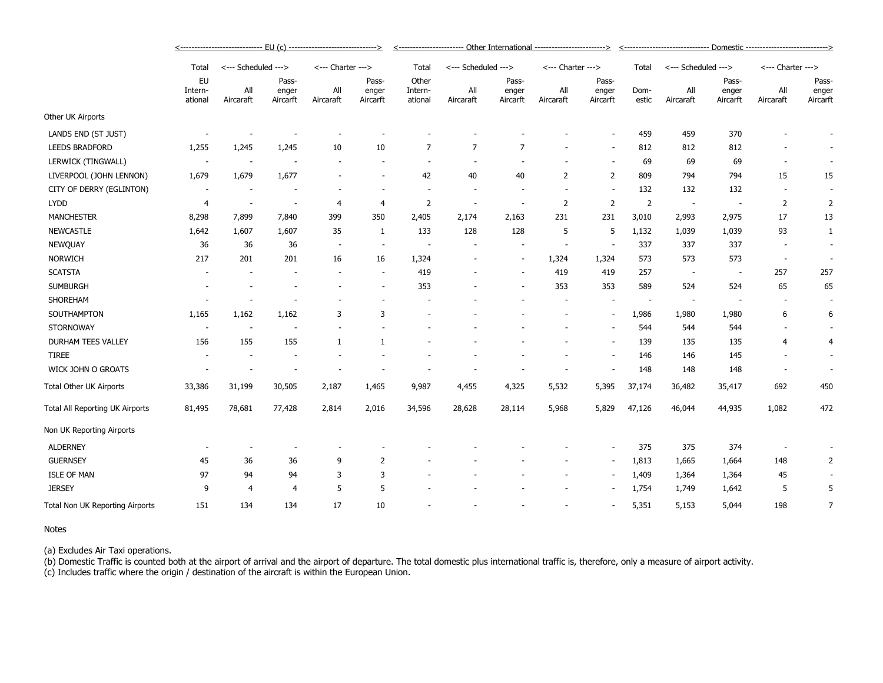| | EU (c) | | | | | Other International | | | | | Domestic | | | | |
|---|---|---|---|---|---|---|---|---|---|---|---|---|---|---|---|
| | Total | <--- Scheduled ---> | | <--- Charter ---> | | Total | <--- Scheduled ---> | | <--- Charter ---> | | Total | <--- Scheduled ---> | | <--- Charter ---> | |
| | EU International | All Aircaraft | Passenger Aircraft | All Aircaraft | Passenger Aircraft | Other International | All Aircraft | Passenger Aircraft | All Aircraft | Passenger Aircraft | Domestic | All Aircaraft | Passenger Aircraft | All Aircraft | Passenger Aircraft |
| Other UK Airports | | | | | | | | | | | | | | | |
| LANDS END (ST JUST) | - | - | - | - | - | - | - | - | - | - | 459 | 459 | 370 | - | - |
| LEEDS BRADFORD | 1,255 | 1,245 | 1,245 | 10 | 10 | 7 | 7 | 7 | - | - | 812 | 812 | 812 | - | - |
| LERWICK (TINGWALL) | - | - | - | - | - | - | - | - | - | - | 69 | 69 | 69 | - | - |
| LIVERPOOL (JOHN LENNON) | 1,679 | 1,679 | 1,677 | - | - | 42 | 40 | 40 | 2 | 2 | 809 | 794 | 794 | 15 | 15 |
| CITY OF DERRY (EGLINTON) | - | - | - | - | - | - | - | - | - | - | 132 | 132 | 132 | - | - |
| LYDD | 4 | - | - | 4 | 4 | 2 | - | - | 2 | 2 | 2 | - | - | 2 | 2 |
| MANCHESTER | 8,298 | 7,899 | 7,840 | 399 | 350 | 2,405 | 2,174 | 2,163 | 231 | 231 | 3,010 | 2,993 | 2,975 | 17 | 13 |
| NEWCASTLE | 1,642 | 1,607 | 1,607 | 35 | 1 | 133 | 128 | 128 | 5 | 5 | 1,132 | 1,039 | 1,039 | 93 | 1 |
| NEWQUAY | 36 | 36 | 36 | - | - | - | - | - | - | - | 337 | 337 | 337 | - | - |
| NORWICH | 217 | 201 | 201 | 16 | 16 | 1,324 | - | - | 1,324 | 1,324 | 573 | 573 | 573 | - | - |
| SCATSTA | - | - | - | - | - | 419 | - | - | 419 | 419 | 257 | - | - | 257 | 257 |
| SUMBURGH | - | - | - | - | - | 353 | - | - | 353 | 353 | 589 | 524 | 524 | 65 | 65 |
| SHOREHAM | - | - | - | - | - | - | - | - | - | - | - | - | - | - | - |
| SOUTHAMPTON | 1,165 | 1,162 | 1,162 | 3 | 3 | - | - | - | - | - | 1,986 | 1,980 | 1,980 | 6 | 6 |
| STORNOWAY | - | - | - | - | - | - | - | - | - | - | 544 | 544 | 544 | - | - |
| DURHAM TEES VALLEY | 156 | 155 | 155 | 1 | 1 | - | - | - | - | - | 139 | 135 | 135 | 4 | 4 |
| TIREE | - | - | - | - | - | - | - | - | - | - | 146 | 146 | 145 | - | - |
| WICK JOHN O GROATS | - | - | - | - | - | - | - | - | - | - | 148 | 148 | 148 | - | - |
| Total Other UK Airports | 33,386 | 31,199 | 30,505 | 2,187 | 1,465 | 9,987 | 4,455 | 4,325 | 5,532 | 5,395 | 37,174 | 36,482 | 35,417 | 692 | 450 |
| Total All Reporting UK Airports | 81,495 | 78,681 | 77,428 | 2,814 | 2,016 | 34,596 | 28,628 | 28,114 | 5,968 | 5,829 | 47,126 | 46,044 | 44,935 | 1,082 | 472 |
| Non UK Reporting Airports | | | | | | | | | | | | | | | |
| ALDERNEY | - | - | - | - | - | - | - | - | - | - | 375 | 375 | 374 | - | - |
| GUERNSEY | 45 | 36 | 36 | 9 | 2 | - | - | - | - | - | 1,813 | 1,665 | 1,664 | 148 | 2 |
| ISLE OF MAN | 97 | 94 | 94 | 3 | 3 | - | - | - | - | - | 1,409 | 1,364 | 1,364 | 45 | - |
| JERSEY | 9 | 4 | 4 | 5 | 5 | - | - | - | - | - | 1,754 | 1,749 | 1,642 | 5 | 5 |
| Total Non UK Reporting Airports | 151 | 134 | 134 | 17 | 10 | - | - | - | - | - | 5,351 | 5,153 | 5,044 | 198 | 7 |

Notes

(a) Excludes Air Taxi operations.
(b) Domestic Traffic is counted both at the airport of arrival and the airport of departure. The total domestic plus international traffic is, therefore, only a measure of airport activity.
(c) Includes traffic where the origin / destination of the aircraft is within the European Union.